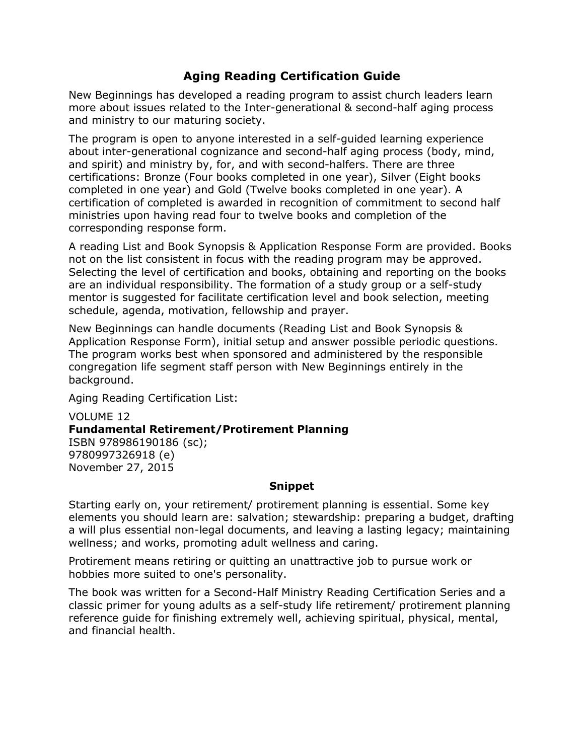# Aging Reading Certification Guide

New Beginnings has developed a reading program to assist church leaders learn more about issues related to the Inter-generational & second-half aging process and ministry to our maturing society.

The program is open to anyone interested in a self-guided learning experience about inter-generational cognizance and second-half aging process (body, mind, and spirit) and ministry by, for, and with second-halfers. There are three certifications: Bronze (Four books completed in one year), Silver (Eight books completed in one year) and Gold (Twelve books completed in one year). A certification of completed is awarded in recognition of commitment to second half ministries upon having read four to twelve books and completion of the corresponding response form.

A reading List and Book Synopsis & Application Response Form are provided. Books not on the list consistent in focus with the reading program may be approved. Selecting the level of certification and books, obtaining and reporting on the books are an individual responsibility. The formation of a study group or a self-study mentor is suggested for facilitate certification level and book selection, meeting schedule, agenda, motivation, fellowship and prayer.

New Beginnings can handle documents (Reading List and Book Synopsis & Application Response Form), initial setup and answer possible periodic questions. The program works best when sponsored and administered by the responsible congregation life segment staff person with New Beginnings entirely in the background.

Aging Reading Certification List:

VOLUME 12
**Fundamental Retirement/Protirement Planning**
ISBN 978986190186 (sc);
9780997326918 (e)
November 27, 2015

**Snippet**

Starting early on, your retirement/ protirement planning is essential. Some key elements you should learn are: salvation; stewardship: preparing a budget, drafting a will plus essential non-legal documents, and leaving a lasting legacy; maintaining wellness; and works, promoting adult wellness and caring.

Protirement means retiring or quitting an unattractive job to pursue work or hobbies more suited to one's personality.

The book was written for a Second-Half Ministry Reading Certification Series and a classic primer for young adults as a self-study life retirement/ protirement planning reference guide for finishing extremely well, achieving spiritual, physical, mental, and financial health.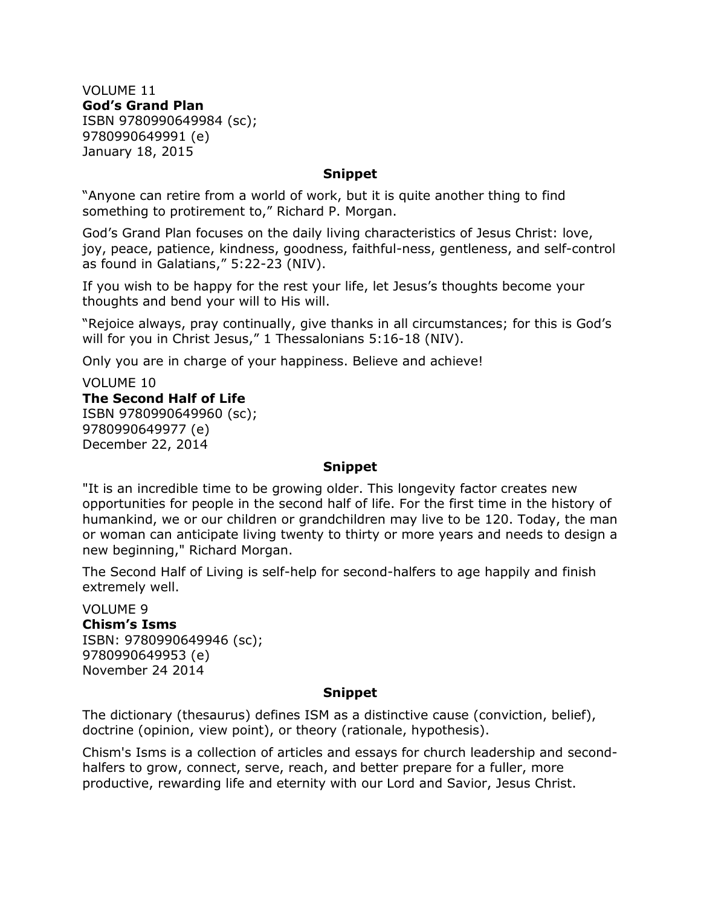VOLUME 11

**God's Grand Plan**

ISBN 9780990649984 (sc);
9780990649991 (e)
January 18, 2015

**Snippet**

"Anyone can retire from a world of work, but it is quite another thing to find something to protirement to," Richard P. Morgan.

God's Grand Plan focuses on the daily living characteristics of Jesus Christ: love, joy, peace, patience, kindness, goodness, faithful-ness, gentleness, and self-control as found in Galatians," 5:22-23 (NIV).

If you wish to be happy for the rest your life, let Jesus's thoughts become your thoughts and bend your will to His will.

"Rejoice always, pray continually, give thanks in all circumstances; for this is God's will for you in Christ Jesus," 1 Thessalonians 5:16-18 (NIV).

Only you are in charge of your happiness. Believe and achieve!

VOLUME 10

**The Second Half of Life**

ISBN 9780990649960 (sc);
9780990649977 (e)
December 22, 2014

**Snippet**

"It is an incredible time to be growing older. This longevity factor creates new opportunities for people in the second half of life. For the first time in the history of humankind, we or our children or grandchildren may live to be 120. Today, the man or woman can anticipate living twenty to thirty or more years and needs to design a new beginning," Richard Morgan.

The Second Half of Living is self-help for second-halfers to age happily and finish extremely well.

VOLUME 9

**Chism's Isms**

ISBN: 9780990649946 (sc);
9780990649953 (e)
November 24 2014

**Snippet**

The dictionary (thesaurus) defines ISM as a distinctive cause (conviction, belief), doctrine (opinion, view point), or theory (rationale, hypothesis).

Chism's Isms is a collection of articles and essays for church leadership and second-halfers to grow, connect, serve, reach, and better prepare for a fuller, more productive, rewarding life and eternity with our Lord and Savior, Jesus Christ.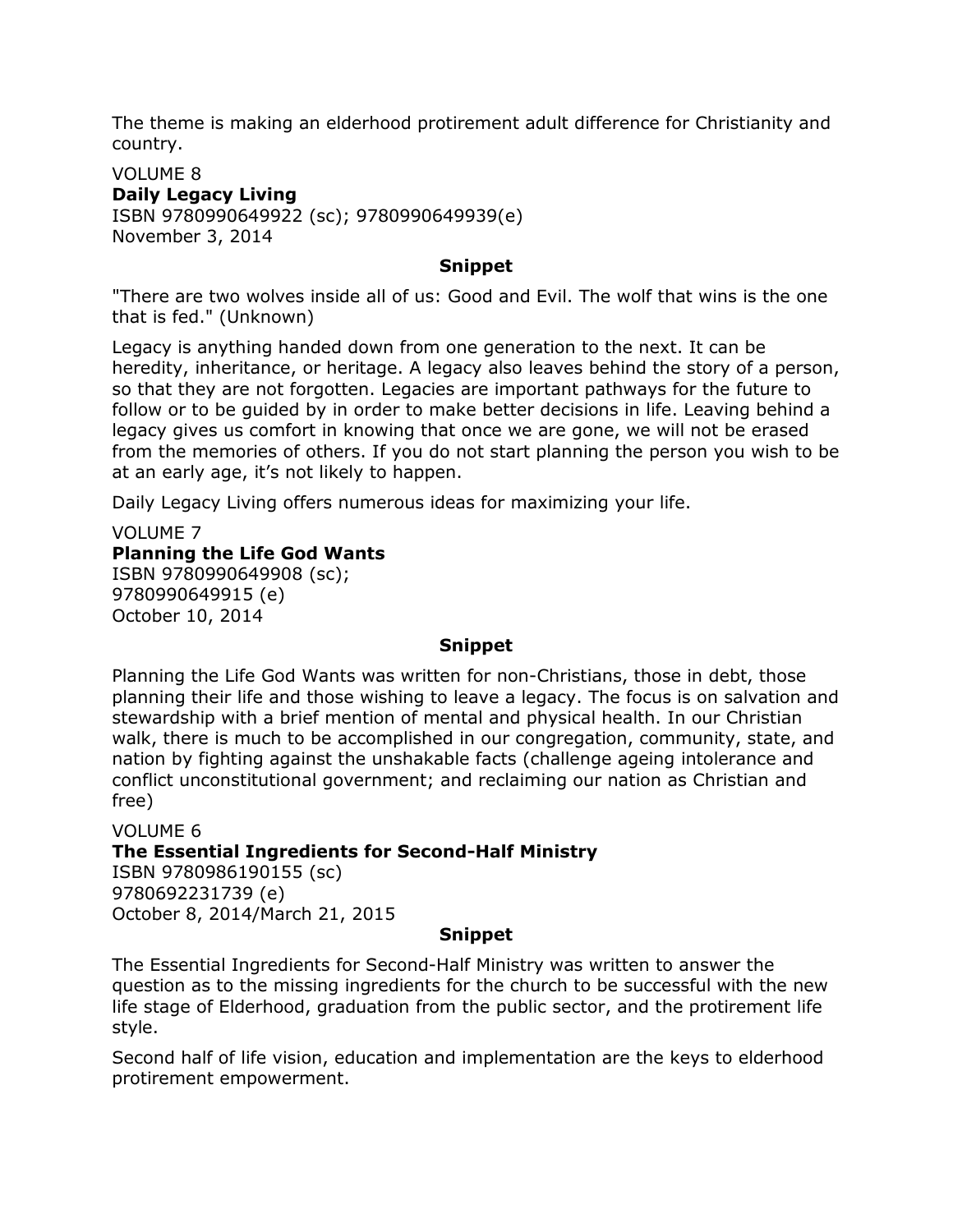The theme is making an elderhood protirement adult difference for Christianity and country.

VOLUME 8
**Daily Legacy Living**
ISBN 9780990649922 (sc); 9780990649939(e)
November 3, 2014

**Snippet**

"There are two wolves inside all of us: Good and Evil. The wolf that wins is the one that is fed." (Unknown)

Legacy is anything handed down from one generation to the next. It can be heredity, inheritance, or heritage. A legacy also leaves behind the story of a person, so that they are not forgotten. Legacies are important pathways for the future to follow or to be guided by in order to make better decisions in life. Leaving behind a legacy gives us comfort in knowing that once we are gone, we will not be erased from the memories of others. If you do not start planning the person you wish to be at an early age, it's not likely to happen.

Daily Legacy Living offers numerous ideas for maximizing your life.

VOLUME 7
**Planning the Life God Wants**
ISBN 9780990649908 (sc);
9780990649915 (e)
October 10, 2014

**Snippet**

Planning the Life God Wants was written for non-Christians, those in debt, those planning their life and those wishing to leave a legacy. The focus is on salvation and stewardship with a brief mention of mental and physical health. In our Christian walk, there is much to be accomplished in our congregation, community, state, and nation by fighting against the unshakable facts (challenge ageing intolerance and conflict unconstitutional government; and reclaiming our nation as Christian and free)

VOLUME 6
**The Essential Ingredients for Second-Half Ministry**
ISBN 9780986190155 (sc)
9780692231739 (e)
October 8, 2014/March 21, 2015

**Snippet**

The Essential Ingredients for Second-Half Ministry was written to answer the question as to the missing ingredients for the church to be successful with the new life stage of Elderhood, graduation from the public sector, and the protirement life style.

Second half of life vision, education and implementation are the keys to elderhood protirement empowerment.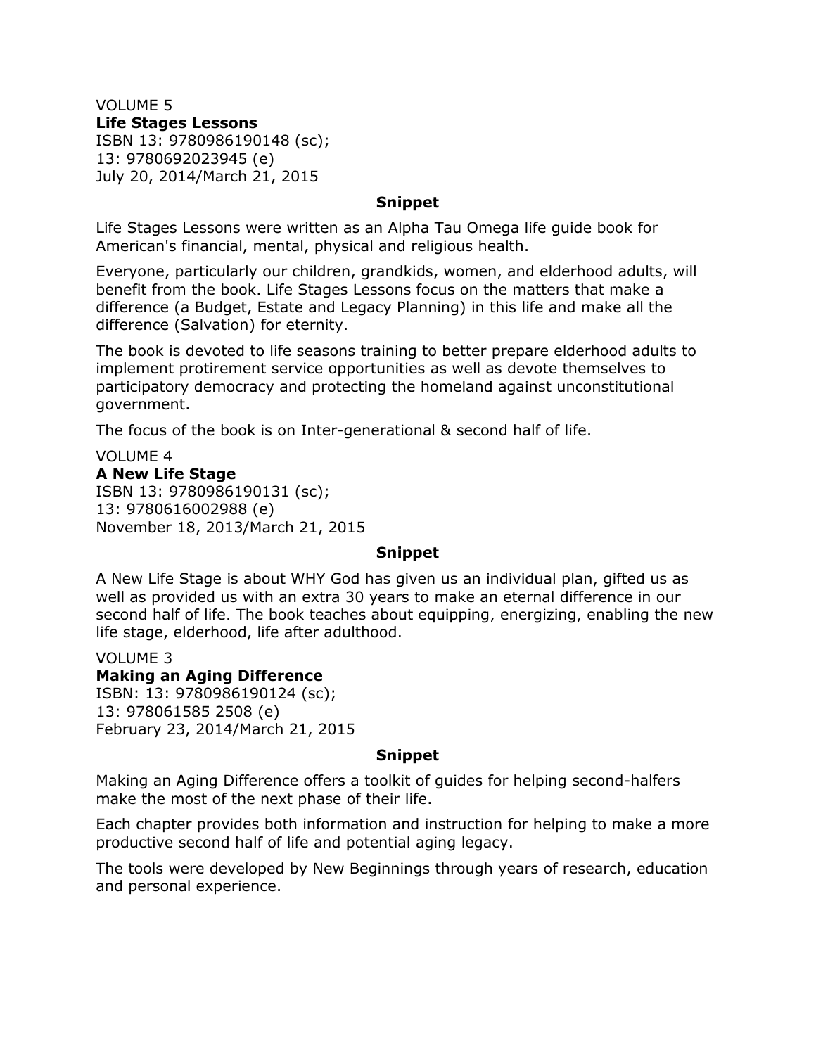VOLUME 5

**Life Stages Lessons**

ISBN 13: 9780986190148 (sc);
13: 9780692023945 (e)
July 20, 2014/March 21, 2015

**Snippet**

Life Stages Lessons were written as an Alpha Tau Omega life guide book for American's financial, mental, physical and religious health.

Everyone, particularly our children, grandkids, women, and elderhood adults, will benefit from the book. Life Stages Lessons focus on the matters that make a difference (a Budget, Estate and Legacy Planning) in this life and make all the difference (Salvation) for eternity.

The book is devoted to life seasons training to better prepare elderhood adults to implement protirement service opportunities as well as devote themselves to participatory democracy and protecting the homeland against unconstitutional government.

The focus of the book is on Inter-generational & second half of life.

VOLUME 4

**A New Life Stage**

ISBN 13: 9780986190131 (sc);
13: 9780616002988 (e)
November 18, 2013/March 21, 2015

**Snippet**

A New Life Stage is about WHY God has given us an individual plan, gifted us as well as provided us with an extra 30 years to make an eternal difference in our second half of life. The book teaches about equipping, energizing, enabling the new life stage, elderhood, life after adulthood.

VOLUME 3

**Making an Aging Difference**

ISBN: 13: 9780986190124 (sc);
13: 978061585 2508 (e)
February 23, 2014/March 21, 2015

**Snippet**

Making an Aging Difference offers a toolkit of guides for helping second-halfers make the most of the next phase of their life.

Each chapter provides both information and instruction for helping to make a more productive second half of life and potential aging legacy.

The tools were developed by New Beginnings through years of research, education and personal experience.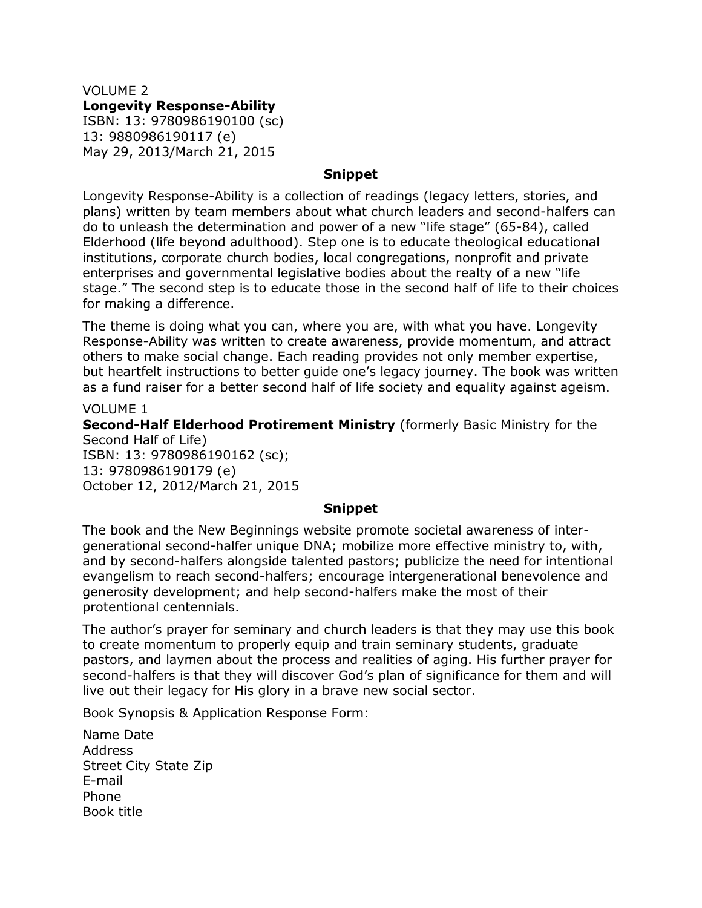VOLUME 2

**Longevity Response-Ability**

ISBN: 13: 9780986190100 (sc)

13: 9880986190117 (e)

May 29, 2013/March 21, 2015

**Snippet**

Longevity Response-Ability is a collection of readings (legacy letters, stories, and plans) written by team members about what church leaders and second-halfers can do to unleash the determination and power of a new "life stage" (65-84), called Elderhood (life beyond adulthood). Step one is to educate theological educational institutions, corporate church bodies, local congregations, nonprofit and private enterprises and governmental legislative bodies about the realty of a new "life stage." The second step is to educate those in the second half of life to their choices for making a difference.

The theme is doing what you can, where you are, with what you have. Longevity Response-Ability was written to create awareness, provide momentum, and attract others to make social change. Each reading provides not only member expertise, but heartfelt instructions to better guide one's legacy journey. The book was written as a fund raiser for a better second half of life society and equality against ageism.

VOLUME 1

**Second-Half Elderhood Protirement Ministry** (formerly Basic Ministry for the Second Half of Life)

ISBN: 13: 9780986190162 (sc);

13: 9780986190179 (e)

October 12, 2012/March 21, 2015

**Snippet**

The book and the New Beginnings website promote societal awareness of inter-generational second-halfer unique DNA; mobilize more effective ministry to, with, and by second-halfers alongside talented pastors; publicize the need for intentional evangelism to reach second-halfers; encourage intergenerational benevolence and generosity development; and help second-halfers make the most of their protentional centennials.

The author's prayer for seminary and church leaders is that they may use this book to create momentum to properly equip and train seminary students, graduate pastors, and laymen about the process and realities of aging. His further prayer for second-halfers is that they will discover God's plan of significance for them and will live out their legacy for His glory in a brave new social sector.

Book Synopsis & Application Response Form:

Name Date
Address
Street City State Zip
E-mail
Phone
Book title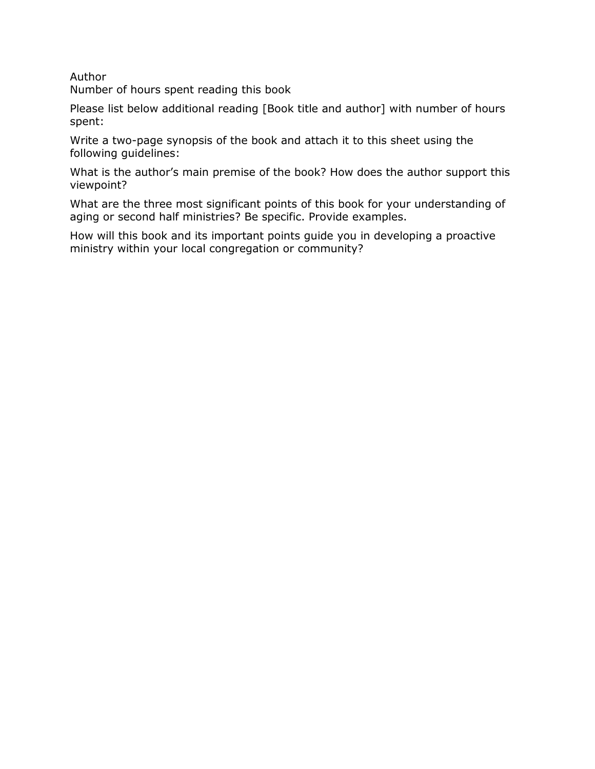Author
Number of hours spent reading this book

Please list below additional reading [Book title and author] with number of hours spent:

Write a two-page synopsis of the book and attach it to this sheet using the following guidelines:

What is the author's main premise of the book? How does the author support this viewpoint?

What are the three most significant points of this book for your understanding of aging or second half ministries? Be specific. Provide examples.

How will this book and its important points guide you in developing a proactive ministry within your local congregation or community?